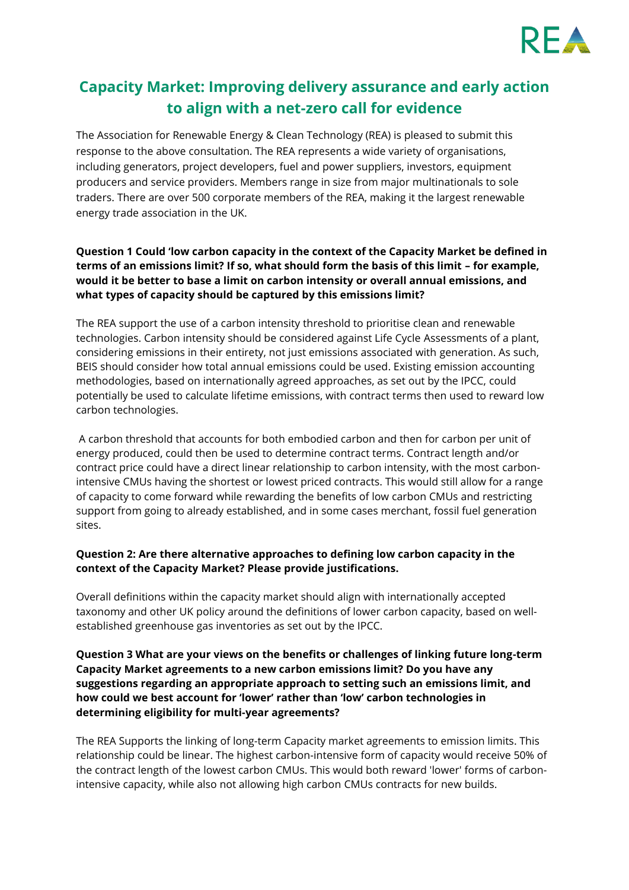# Capacity Market: Improving delivery assurance and early action to align with a net-zero call for evidence

The Association for Renewable Energy & Clean Technology (REA) is pleased to submit this response to the above consultation. The REA represents a wide variety of organisations, including generators, project developers, fuel and power suppliers, investors, equipment producers and service providers. Members range in size from major multinationals to sole traders. There are over 500 corporate members of the REA, making it the largest renewable energy trade association in the UK.

**Question 1 Could 'low carbon capacity in the context of the Capacity Market be defined in terms of an emissions limit? If so, what should form the basis of this limit – for example, would it be better to base a limit on carbon intensity or overall annual emissions, and what types of capacity should be captured by this emissions limit?**

The REA support the use of a carbon intensity threshold to prioritise clean and renewable technologies. Carbon intensity should be considered against Life Cycle Assessments of a plant, considering emissions in their entirety, not just emissions associated with generation. As such, BEIS should consider how total annual emissions could be used. Existing emission accounting methodologies, based on internationally agreed approaches, as set out by the IPCC, could potentially be used to calculate lifetime emissions, with contract terms then used to reward low carbon technologies.

A carbon threshold that accounts for both embodied carbon and then for carbon per unit of energy produced, could then be used to determine contract terms. Contract length and/or contract price could have a direct linear relationship to carbon intensity, with the most carbon-intensive CMUs having the shortest or lowest priced contracts. This would still allow for a range of capacity to come forward while rewarding the benefits of low carbon CMUs and restricting support from going to already established, and in some cases merchant, fossil fuel generation sites.

**Question 2: Are there alternative approaches to defining low carbon capacity in the context of the Capacity Market? Please provide justifications.**

Overall definitions within the capacity market should align with internationally accepted taxonomy and other UK policy around the definitions of lower carbon capacity, based on well-established greenhouse gas inventories as set out by the IPCC.

**Question 3 What are your views on the benefits or challenges of linking future long-term Capacity Market agreements to a new carbon emissions limit? Do you have any suggestions regarding an appropriate approach to setting such an emissions limit, and how could we best account for 'lower' rather than 'low' carbon technologies in determining eligibility for multi-year agreements?**

The REA Supports the linking of long-term Capacity market agreements to emission limits. This relationship could be linear. The highest carbon-intensive form of capacity would receive 50% of the contract length of the lowest carbon CMUs. This would both reward 'lower' forms of carbon-intensive capacity, while also not allowing high carbon CMUs contracts for new builds.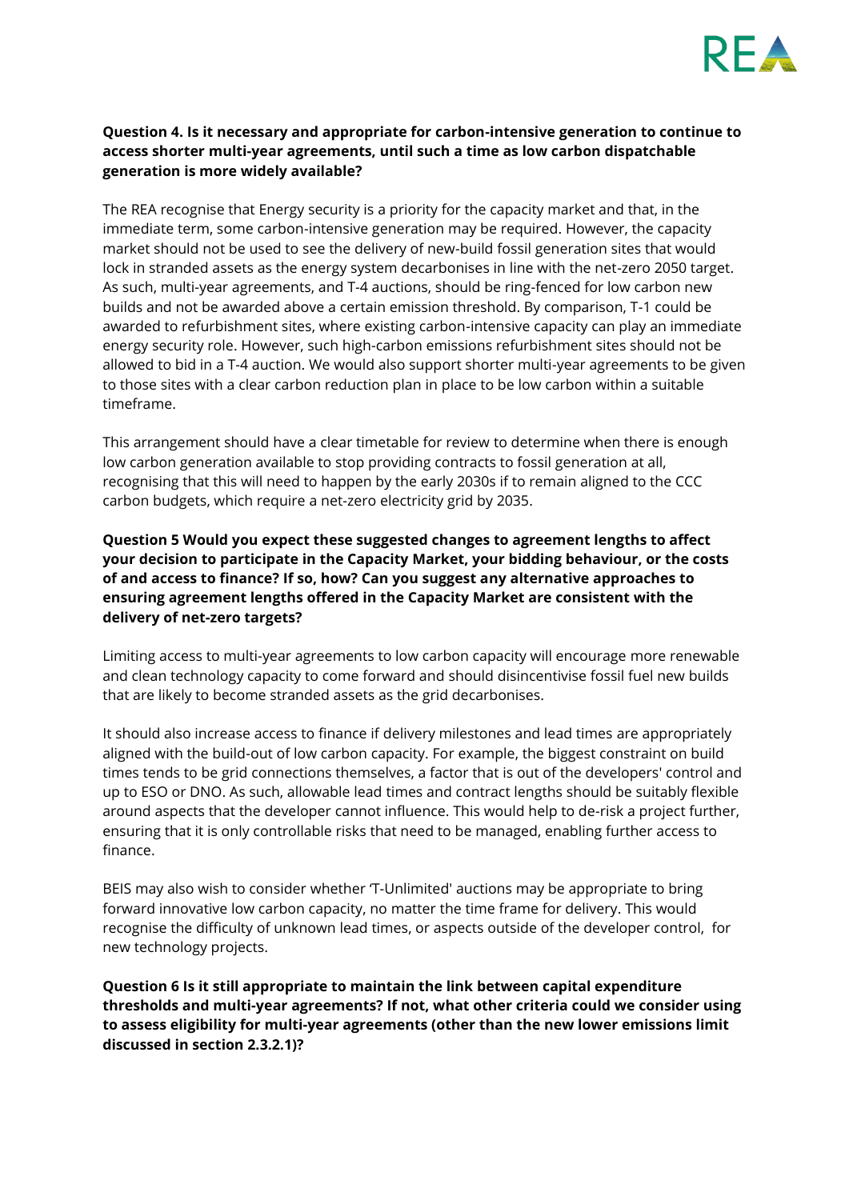**Question 4. Is it necessary and appropriate for carbon-intensive generation to continue to access shorter multi-year agreements, until such a time as low carbon dispatchable generation is more widely available?**

The REA recognise that Energy security is a priority for the capacity market and that, in the immediate term, some carbon-intensive generation may be required. However, the capacity market should not be used to see the delivery of new-build fossil generation sites that would lock in stranded assets as the energy system decarbonises in line with the net-zero 2050 target. As such, multi-year agreements, and T-4 auctions, should be ring-fenced for low carbon new builds and not be awarded above a certain emission threshold. By comparison, T-1 could be awarded to refurbishment sites, where existing carbon-intensive capacity can play an immediate energy security role. However, such high-carbon emissions refurbishment sites should not be allowed to bid in a T-4 auction. We would also support shorter multi-year agreements to be given to those sites with a clear carbon reduction plan in place to be low carbon within a suitable timeframe.

This arrangement should have a clear timetable for review to determine when there is enough low carbon generation available to stop providing contracts to fossil generation at all, recognising that this will need to happen by the early 2030s if to remain aligned to the CCC carbon budgets, which require a net-zero electricity grid by 2035.

**Question 5 Would you expect these suggested changes to agreement lengths to affect your decision to participate in the Capacity Market, your bidding behaviour, or the costs of and access to finance? If so, how? Can you suggest any alternative approaches to ensuring agreement lengths offered in the Capacity Market are consistent with the delivery of net-zero targets?**

Limiting access to multi-year agreements to low carbon capacity will encourage more renewable and clean technology capacity to come forward and should disincentivise fossil fuel new builds that are likely to become stranded assets as the grid decarbonises.

It should also increase access to finance if delivery milestones and lead times are appropriately aligned with the build-out of low carbon capacity. For example, the biggest constraint on build times tends to be grid connections themselves, a factor that is out of the developers' control and up to ESO or DNO. As such, allowable lead times and contract lengths should be suitably flexible around aspects that the developer cannot influence. This would help to de-risk a project further, ensuring that it is only controllable risks that need to be managed, enabling further access to finance.

BEIS may also wish to consider whether 'T-Unlimited' auctions may be appropriate to bring forward innovative low carbon capacity, no matter the time frame for delivery. This would recognise the difficulty of unknown lead times, or aspects outside of the developer control, for new technology projects.

**Question 6 Is it still appropriate to maintain the link between capital expenditure thresholds and multi-year agreements? If not, what other criteria could we consider using to assess eligibility for multi-year agreements (other than the new lower emissions limit discussed in section 2.3.2.1)?**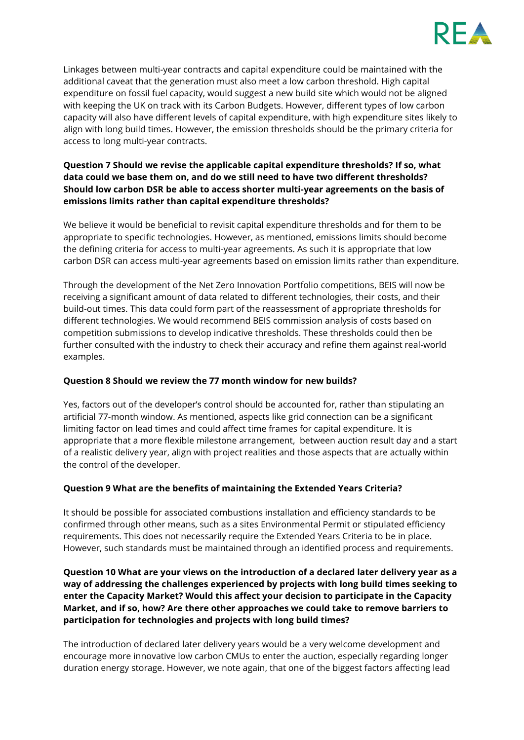Linkages between multi-year contracts and capital expenditure could be maintained with the additional caveat that the generation must also meet a low carbon threshold. High capital expenditure on fossil fuel capacity, would suggest a new build site which would not be aligned with keeping the UK on track with its Carbon Budgets. However, different types of low carbon capacity will also have different levels of capital expenditure, with high expenditure sites likely to align with long build times. However, the emission thresholds should be the primary criteria for access to long multi-year contracts.

**Question 7 Should we revise the applicable capital expenditure thresholds? If so, what data could we base them on, and do we still need to have two different thresholds? Should low carbon DSR be able to access shorter multi-year agreements on the basis of emissions limits rather than capital expenditure thresholds?**

We believe it would be beneficial to revisit capital expenditure thresholds and for them to be appropriate to specific technologies. However, as mentioned, emissions limits should become the defining criteria for access to multi-year agreements. As such it is appropriate that low carbon DSR can access multi-year agreements based on emission limits rather than expenditure.

Through the development of the Net Zero Innovation Portfolio competitions, BEIS will now be receiving a significant amount of data related to different technologies, their costs, and their build-out times. This data could form part of the reassessment of appropriate thresholds for different technologies. We would recommend BEIS commission analysis of costs based on competition submissions to develop indicative thresholds. These thresholds could then be further consulted with the industry to check their accuracy and refine them against real-world examples.

**Question 8 Should we review the 77 month window for new builds?**

Yes, factors out of the developer's control should be accounted for, rather than stipulating an artificial 77-month window. As mentioned, aspects like grid connection can be a significant limiting factor on lead times and could affect time frames for capital expenditure. It is appropriate that a more flexible milestone arrangement, between auction result day and a start of a realistic delivery year, align with project realities and those aspects that are actually within the control of the developer.

**Question 9 What are the benefits of maintaining the Extended Years Criteria?**

It should be possible for associated combustions installation and efficiency standards to be confirmed through other means, such as a sites Environmental Permit or stipulated efficiency requirements. This does not necessarily require the Extended Years Criteria to be in place. However, such standards must be maintained through an identified process and requirements.

**Question 10 What are your views on the introduction of a declared later delivery year as a way of addressing the challenges experienced by projects with long build times seeking to enter the Capacity Market? Would this affect your decision to participate in the Capacity Market, and if so, how? Are there other approaches we could take to remove barriers to participation for technologies and projects with long build times?**

The introduction of declared later delivery years would be a very welcome development and encourage more innovative low carbon CMUs to enter the auction, especially regarding longer duration energy storage. However, we note again, that one of the biggest factors affecting lead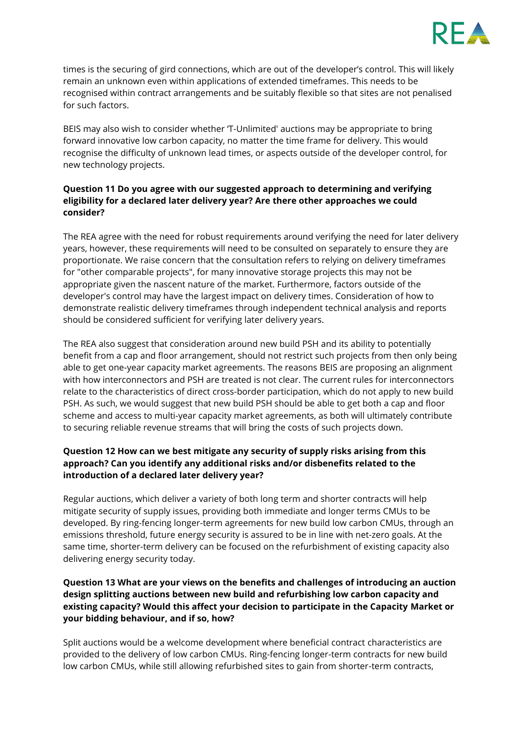times is the securing of gird connections, which are out of the developer's control. This will likely remain an unknown even within applications of extended timeframes. This needs to be recognised within contract arrangements and be suitably flexible so that sites are not penalised for such factors.

BEIS may also wish to consider whether 'T-Unlimited' auctions may be appropriate to bring forward innovative low carbon capacity, no matter the time frame for delivery. This would recognise the difficulty of unknown lead times, or aspects outside of the developer control, for new technology projects.

**Question 11 Do you agree with our suggested approach to determining and verifying eligibility for a declared later delivery year? Are there other approaches we could consider?**

The REA agree with the need for robust requirements around verifying the need for later delivery years, however, these requirements will need to be consulted on separately to ensure they are proportionate. We raise concern that the consultation refers to relying on delivery timeframes for "other comparable projects", for many innovative storage projects this may not be appropriate given the nascent nature of the market. Furthermore, factors outside of the developer's control may have the largest impact on delivery times. Consideration of how to demonstrate realistic delivery timeframes through independent technical analysis and reports should be considered sufficient for verifying later delivery years.

The REA also suggest that consideration around new build PSH and its ability to potentially benefit from a cap and floor arrangement, should not restrict such projects from then only being able to get one-year capacity market agreements. The reasons BEIS are proposing an alignment with how interconnectors and PSH are treated is not clear. The current rules for interconnectors relate to the characteristics of direct cross-border participation, which do not apply to new build PSH. As such, we would suggest that new build PSH should be able to get both a cap and floor scheme and access to multi-year capacity market agreements, as both will ultimately contribute to securing reliable revenue streams that will bring the costs of such projects down.

**Question 12 How can we best mitigate any security of supply risks arising from this approach? Can you identify any additional risks and/or disbenefits related to the introduction of a declared later delivery year?**

Regular auctions, which deliver a variety of both long term and shorter contracts will help mitigate security of supply issues, providing both immediate and longer terms CMUs to be developed. By ring-fencing longer-term agreements for new build low carbon CMUs, through an emissions threshold, future energy security is assured to be in line with net-zero goals. At the same time, shorter-term delivery can be focused on the refurbishment of existing capacity also delivering energy security today.

**Question 13 What are your views on the benefits and challenges of introducing an auction design splitting auctions between new build and refurbishing low carbon capacity and existing capacity? Would this affect your decision to participate in the Capacity Market or your bidding behaviour, and if so, how?**

Split auctions would be a welcome development where beneficial contract characteristics are provided to the delivery of low carbon CMUs. Ring-fencing longer-term contracts for new build low carbon CMUs, while still allowing refurbished sites to gain from shorter-term contracts,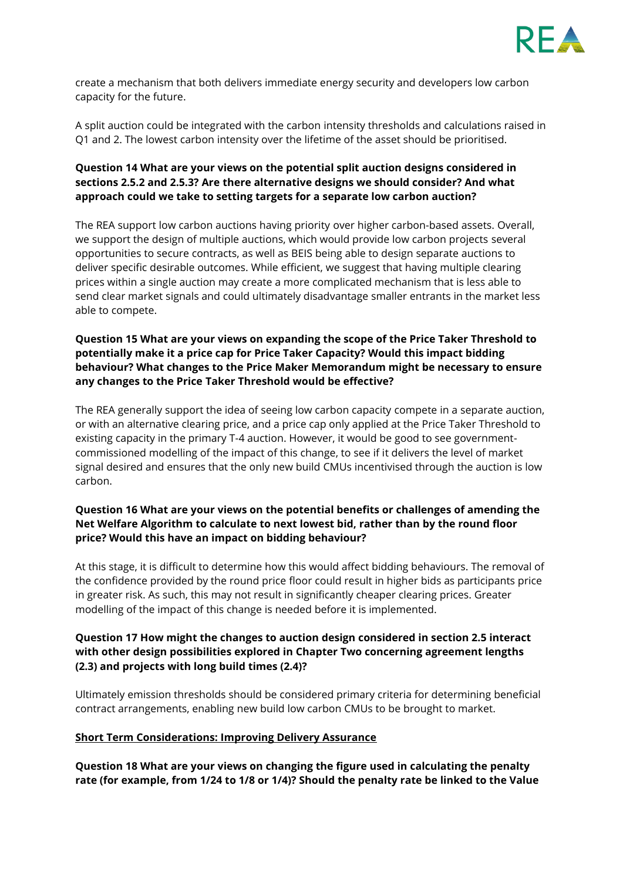create a mechanism that both delivers immediate energy security and developers low carbon capacity for the future.

A split auction could be integrated with the carbon intensity thresholds and calculations raised in Q1 and 2. The lowest carbon intensity over the lifetime of the asset should be prioritised.

**Question 14 What are your views on the potential split auction designs considered in sections 2.5.2 and 2.5.3? Are there alternative designs we should consider? And what approach could we take to setting targets for a separate low carbon auction?**

The REA support low carbon auctions having priority over higher carbon-based assets. Overall, we support the design of multiple auctions, which would provide low carbon projects several opportunities to secure contracts, as well as BEIS being able to design separate auctions to deliver specific desirable outcomes. While efficient, we suggest that having multiple clearing prices within a single auction may create a more complicated mechanism that is less able to send clear market signals and could ultimately disadvantage smaller entrants in the market less able to compete.

**Question 15 What are your views on expanding the scope of the Price Taker Threshold to potentially make it a price cap for Price Taker Capacity? Would this impact bidding behaviour? What changes to the Price Maker Memorandum might be necessary to ensure any changes to the Price Taker Threshold would be effective?**

The REA generally support the idea of seeing low carbon capacity compete in a separate auction, or with an alternative clearing price, and a price cap only applied at the Price Taker Threshold to existing capacity in the primary T-4 auction. However, it would be good to see government-commissioned modelling of the impact of this change, to see if it delivers the level of market signal desired and ensures that the only new build CMUs incentivised through the auction is low carbon.

**Question 16 What are your views on the potential benefits or challenges of amending the Net Welfare Algorithm to calculate to next lowest bid, rather than by the round floor price? Would this have an impact on bidding behaviour?**

At this stage, it is difficult to determine how this would affect bidding behaviours. The removal of the confidence provided by the round price floor could result in higher bids as participants price in greater risk. As such, this may not result in significantly cheaper clearing prices. Greater modelling of the impact of this change is needed before it is implemented.

**Question 17 How might the changes to auction design considered in section 2.5 interact with other design possibilities explored in Chapter Two concerning agreement lengths (2.3) and projects with long build times (2.4)?**

Ultimately emission thresholds should be considered primary criteria for determining beneficial contract arrangements, enabling new build low carbon CMUs to be brought to market.

<u>**Short Term Considerations: Improving Delivery Assurance**</u>

**Question 18 What are your views on changing the figure used in calculating the penalty rate (for example, from 1/24 to 1/8 or 1/4)? Should the penalty rate be linked to the Value**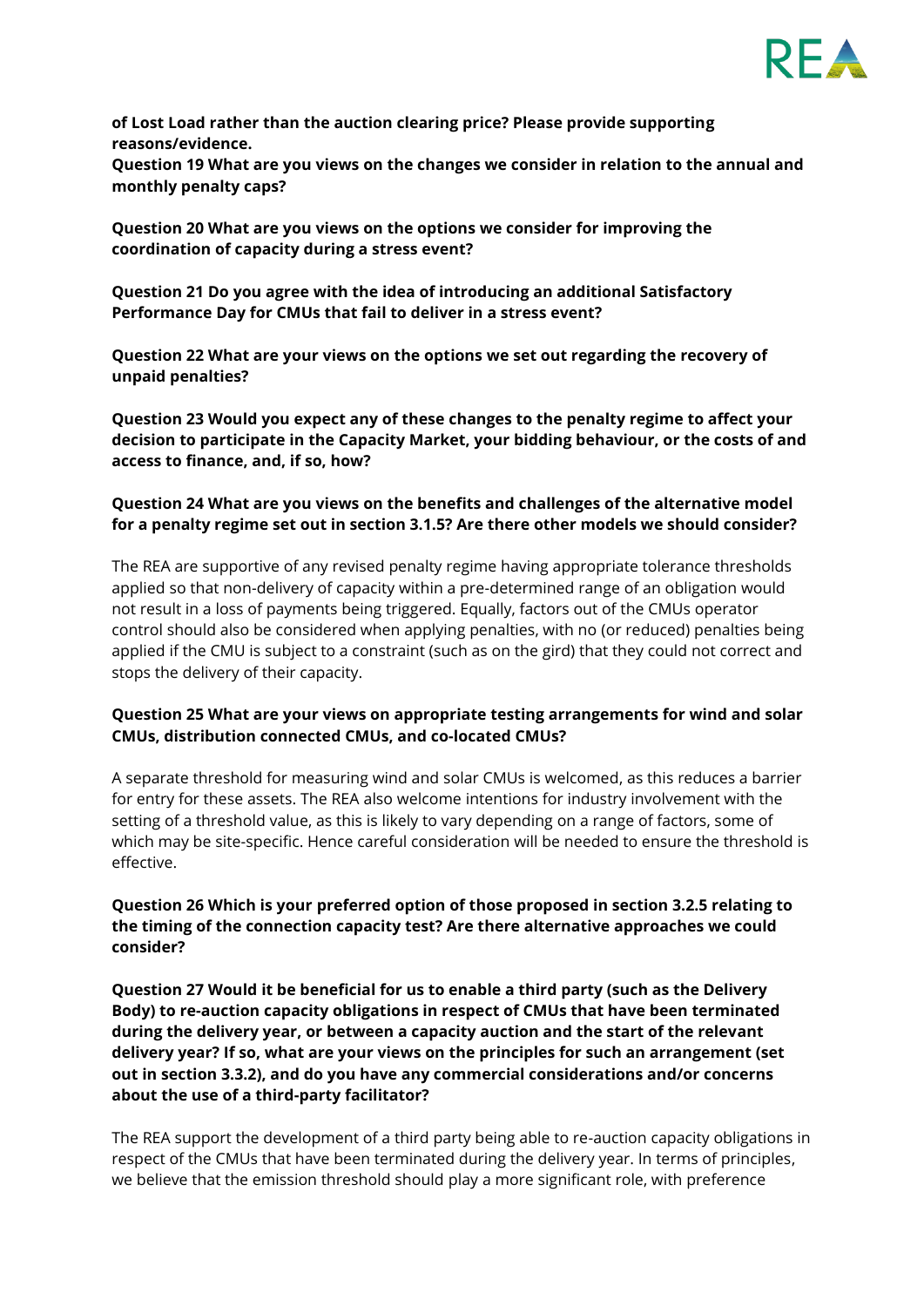**of Lost Load rather than the auction clearing price? Please provide supporting reasons/evidence.**

**Question 19 What are you views on the changes we consider in relation to the annual and monthly penalty caps?**

**Question 20 What are your views on the options we consider for improving the coordination of capacity during a stress event?**

**Question 21 Do you agree with the idea of introducing an additional Satisfactory Performance Day for CMUs that fail to deliver in a stress event?**

**Question 22 What are your views on the options we set out regarding the recovery of unpaid penalties?**

**Question 23 Would you expect any of these changes to the penalty regime to affect your decision to participate in the Capacity Market, your bidding behaviour, or the costs of and access to finance, and, if so, how?**

**Question 24 What are you views on the benefits and challenges of the alternative model for a penalty regime set out in section 3.1.5? Are there other models we should consider?**

The REA are supportive of any revised penalty regime having appropriate tolerance thresholds applied so that non-delivery of capacity within a pre-determined range of an obligation would not result in a loss of payments being triggered. Equally, factors out of the CMUs operator control should also be considered when applying penalties, with no (or reduced) penalties being applied if the CMU is subject to a constraint (such as on the gird) that they could not correct and stops the delivery of their capacity.

**Question 25 What are your views on appropriate testing arrangements for wind and solar CMUs, distribution connected CMUs, and co-located CMUs?**

A separate threshold for measuring wind and solar CMUs is welcomed, as this reduces a barrier for entry for these assets. The REA also welcome intentions for industry involvement with the setting of a threshold value, as this is likely to vary depending on a range of factors, some of which may be site-specific. Hence careful consideration will be needed to ensure the threshold is effective.

**Question 26 Which is your preferred option of those proposed in section 3.2.5 relating to the timing of the connection capacity test? Are there alternative approaches we could consider?**

**Question 27 Would it be beneficial for us to enable a third party (such as the Delivery Body) to re-auction capacity obligations in respect of CMUs that have been terminated during the delivery year, or between a capacity auction and the start of the relevant delivery year? If so, what are your views on the principles for such an arrangement (set out in section 3.3.2), and do you have any commercial considerations and/or concerns about the use of a third-party facilitator?**

The REA support the development of a third party being able to re-auction capacity obligations in respect of the CMUs that have been terminated during the delivery year. In terms of principles, we believe that the emission threshold should play a more significant role, with preference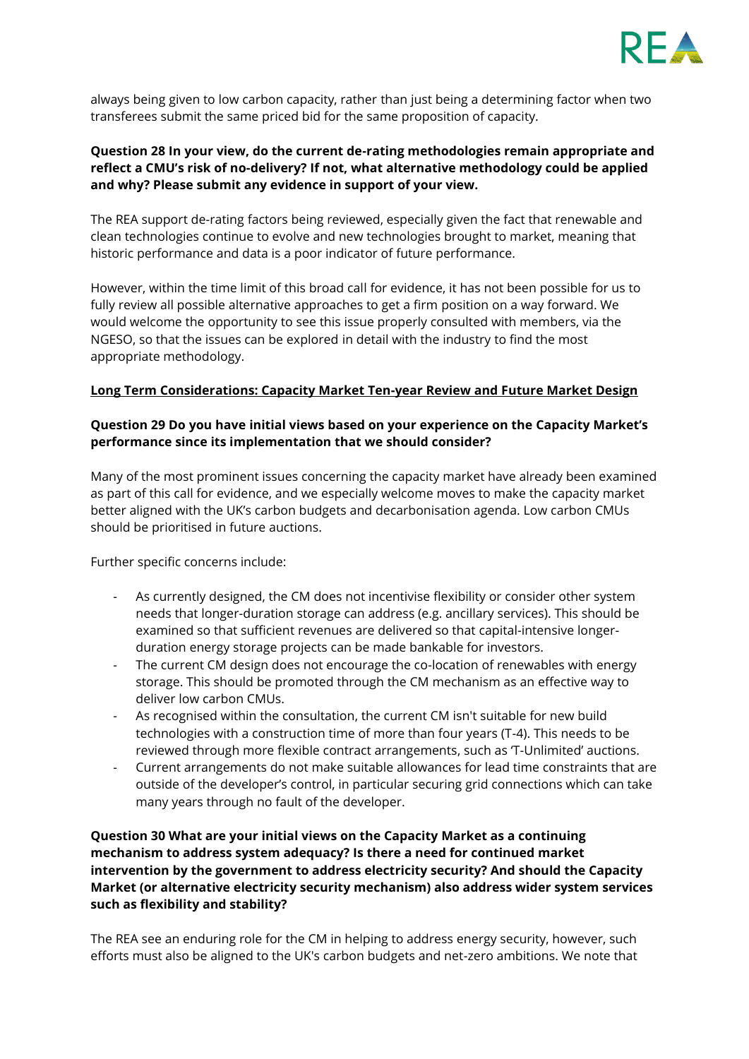always being given to low carbon capacity, rather than just being a determining factor when two transferees submit the same priced bid for the same proposition of capacity.

**Question 28 In your view, do the current de-rating methodologies remain appropriate and reflect a CMU's risk of no-delivery? If not, what alternative methodology could be applied and why? Please submit any evidence in support of your view.**

The REA support de-rating factors being reviewed, especially given the fact that renewable and clean technologies continue to evolve and new technologies brought to market, meaning that historic performance and data is a poor indicator of future performance.

However, within the time limit of this broad call for evidence, it has not been possible for us to fully review all possible alternative approaches to get a firm position on a way forward. We would welcome the opportunity to see this issue properly consulted with members, via the NGESO, so that the issues can be explored in detail with the industry to find the most appropriate methodology.

**Long Term Considerations: Capacity Market Ten-year Review and Future Market Design**

**Question 29 Do you have initial views based on your experience on the Capacity Market's performance since its implementation that we should consider?**

Many of the most prominent issues concerning the capacity market have already been examined as part of this call for evidence, and we especially welcome moves to make the capacity market better aligned with the UK's carbon budgets and decarbonisation agenda. Low carbon CMUs should be prioritised in future auctions.

Further specific concerns include:

- As currently designed, the CM does not incentivise flexibility or consider other system needs that longer-duration storage can address (e.g. ancillary services). This should be examined so that sufficient revenues are delivered so that capital-intensive longer-duration energy storage projects can be made bankable for investors.
- The current CM design does not encourage the co-location of renewables with energy storage. This should be promoted through the CM mechanism as an effective way to deliver low carbon CMUs.
- As recognised within the consultation, the current CM isn't suitable for new build technologies with a construction time of more than four years (T-4). This needs to be reviewed through more flexible contract arrangements, such as 'T-Unlimited' auctions.
- Current arrangements do not make suitable allowances for lead time constraints that are outside of the developer's control, in particular securing grid connections which can take many years through no fault of the developer.

**Question 30 What are your initial views on the Capacity Market as a continuing mechanism to address system adequacy? Is there a need for continued market intervention by the government to address electricity security? And should the Capacity Market (or alternative electricity security mechanism) also address wider system services such as flexibility and stability?**

The REA see an enduring role for the CM in helping to address energy security, however, such efforts must also be aligned to the UK's carbon budgets and net-zero ambitions. We note that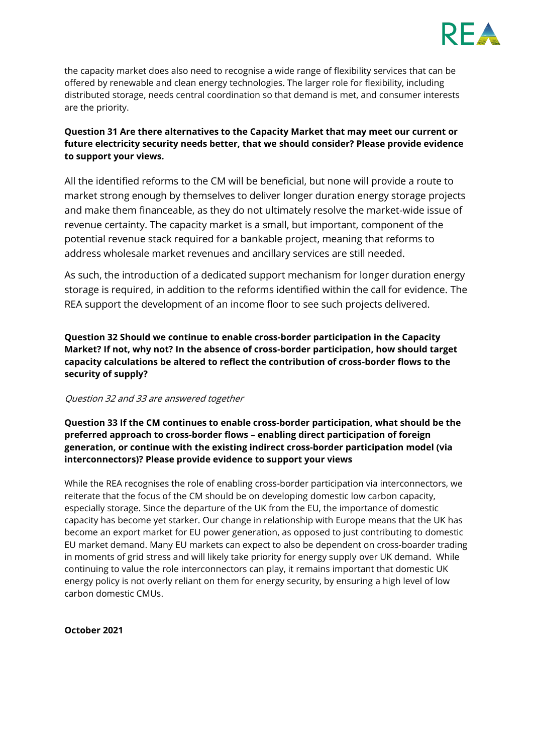the capacity market does also need to recognise a wide range of flexibility services that can be offered by renewable and clean energy technologies. The larger role for flexibility, including distributed storage, needs central coordination so that demand is met, and consumer interests are the priority.

**Question 31 Are there alternatives to the Capacity Market that may meet our current or future electricity security needs better, that we should consider? Please provide evidence to support your views.**

All the identified reforms to the CM will be beneficial, but none will provide a route to market strong enough by themselves to deliver longer duration energy storage projects and make them financeable, as they do not ultimately resolve the market-wide issue of revenue certainty. The capacity market is a small, but important, component of the potential revenue stack required for a bankable project, meaning that reforms to address wholesale market revenues and ancillary services are still needed.

As such, the introduction of a dedicated support mechanism for longer duration energy storage is required, in addition to the reforms identified within the call for evidence. The REA support the development of an income floor to see such projects delivered.

**Question 32 Should we continue to enable cross-border participation in the Capacity Market? If not, why not? In the absence of cross-border participation, how should target capacity calculations be altered to reflect the contribution of cross-border flows to the security of supply?**

*Question 32 and 33 are answered together*

**Question 33 If the CM continues to enable cross-border participation, what should be the preferred approach to cross-border flows – enabling direct participation of foreign generation, or continue with the existing indirect cross-border participation model (via interconnectors)? Please provide evidence to support your views**

While the REA recognises the role of enabling cross-border participation via interconnectors, we reiterate that the focus of the CM should be on developing domestic low carbon capacity, especially storage. Since the departure of the UK from the EU, the importance of domestic capacity has become yet starker. Our change in relationship with Europe means that the UK has become an export market for EU power generation, as opposed to just contributing to domestic EU market demand. Many EU markets can expect to also be dependent on cross-boarder trading in moments of grid stress and will likely take priority for energy supply over UK demand. While continuing to value the role interconnectors can play, it remains important that domestic UK energy policy is not overly reliant on them for energy security, by ensuring a high level of low carbon domestic CMUs.

**October 2021**